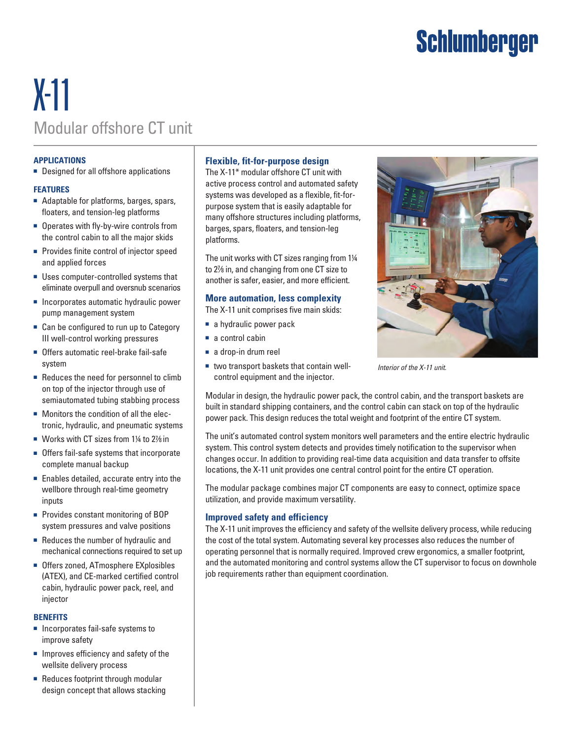Schlumberger

# X-11

## Modular offshore CT unit

### APPLICATIONS

- Designed for all offshore applications

### FEATURES

- Adaptable for platforms, barges, spars, floaters, and tension-leg platforms
- Operates with fly-by-wire controls from the control cabin to all the major skids
- Provides finite control of injector speed and applied forces
- Uses computer-controlled systems that eliminate overpull and oversnub scenarios
- Incorporates automatic hydraulic power pump management system
- Can be configured to run up to Category III well-control working pressures
- Offers automatic reel-brake fail-safe system
- Reduces the need for personnel to climb on top of the injector through use of semiautomated tubing stabbing process
- Monitors the condition of all the electronic, hydraulic, and pneumatic systems
- Works with CT sizes from 1¼ to 2⅞ in
- Offers fail-safe systems that incorporate complete manual backup
- Enables detailed, accurate entry into the wellbore through real-time geometry inputs
- Provides constant monitoring of BOP system pressures and valve positions
- Reduces the number of hydraulic and mechanical connections required to set up
- Offers zoned, ATmosphere EXplosibles (ATEX), and CE-marked certified control cabin, hydraulic power pack, reel, and injector

### BENEFITS

- Incorporates fail-safe systems to improve safety
- Improves efficiency and safety of the wellsite delivery process
- Reduces footprint through modular design concept that allows stacking

### Flexible, fit-for-purpose design

The X-11* modular offshore CT unit with active process control and automated safety systems was developed as a flexible, fit-for-purpose system that is easily adaptable for many offshore structures including platforms, barges, spars, floaters, and tension-leg platforms.

The unit works with CT sizes ranging from 1¼ to 2⅞ in, and changing from one CT size to another is safer, easier, and more efficient.

### More automation, less complexity

The X-11 unit comprises five main skids:

- a hydraulic power pack
- a control cabin
- a drop-in drum reel
- two transport baskets that contain well-control equipment and the injector.

*Interior of the X-11 unit.*

Modular in design, the hydraulic power pack, the control cabin, and the transport baskets are built in standard shipping containers, and the control cabin can stack on top of the hydraulic power pack. This design reduces the total weight and footprint of the entire CT system.

The unit's automated control system monitors well parameters and the entire electric hydraulic system. This control system detects and provides timely notification to the supervisor when changes occur. In addition to providing real-time data acquisition and data transfer to offsite locations, the X-11 unit provides one central control point for the entire CT operation.

The modular package combines major CT components are easy to connect, optimize space utilization, and provide maximum versatility.

### Improved safety and efficiency

The X-11 unit improves the efficiency and safety of the wellsite delivery process, while reducing the cost of the total system. Automating several key processes also reduces the number of operating personnel that is normally required. Improved crew ergonomics, a smaller footprint, and the automated monitoring and control systems allow the CT supervisor to focus on downhole job requirements rather than equipment coordination.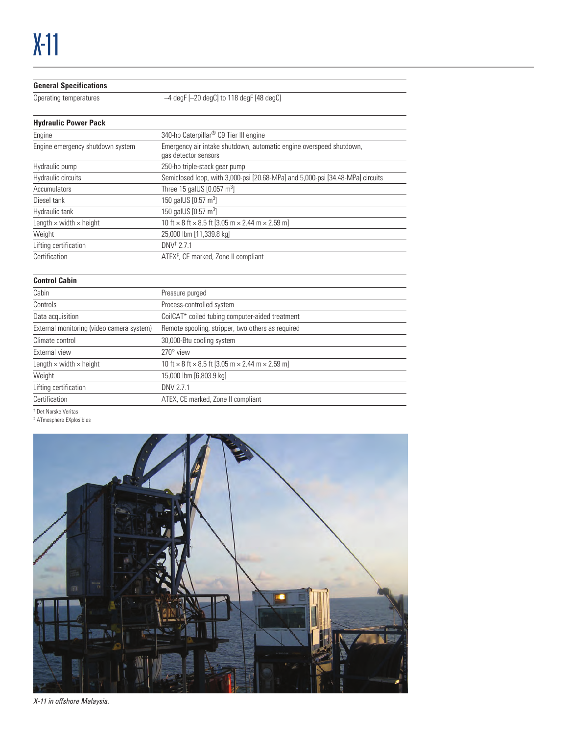# X-11

| General Specifications | |
|---|---|
| Operating temperatures | –4 degF [–20 degC] to 118 degF [48 degC] |

| Hydraulic Power Pack | |
|---|---|
| Engine | 340-hp Caterpillar® C9 Tier III engine |
| Engine emergency shutdown system | Emergency air intake shutdown, automatic engine overspeed shutdown, gas detector sensors |
| Hydraulic pump | 250-hp triple-stack gear pump |
| Hydraulic circuits | Semiclosed loop, with 3,000-psi [20.68-MPa] and 5,000-psi [34.48-MPa] circuits |
| Accumulators | Three 15 galUS [0.057 $m^3$] |
| Diesel tank | 150 galUS [0.57 $m^3$] |
| Hydraulic tank | 150 galUS [0.57 $m^3$] |
| Length × width × height | 10 ft × 8 ft × 8.5 ft [3.05 m × 2.44 m × 2.59 m] |
| Weight | 25,000 lbm [11,339.8 kg] |
| Lifting certification | DNV† 2.7.1 |
| Certification | ATEX‡, CE marked, Zone II compliant |

| Control Cabin | |
|---|---|
| Cabin | Pressure purged |
| Controls | Process-controlled system |
| Data acquisition | CoilCAT* coiled tubing computer-aided treatment |
| External monitoring (video camera system) | Remote spooling, stripper, two others as required |
| Climate control | 30,000-Btu cooling system |
| External view | 270° view |
| Length × width × height | 10 ft × 8 ft × 8.5 ft [3.05 m × 2.44 m × 2.59 m] |
| Weight | 15,000 lbm [6,803.9 kg] |
| Lifting certification | DNV 2.7.1 |
| Certification | ATEX, CE marked, Zone II compliant |

† Det Norske Veritas
‡ ATmosphere EXplosibles

*X-11 in offshore Malaysia.*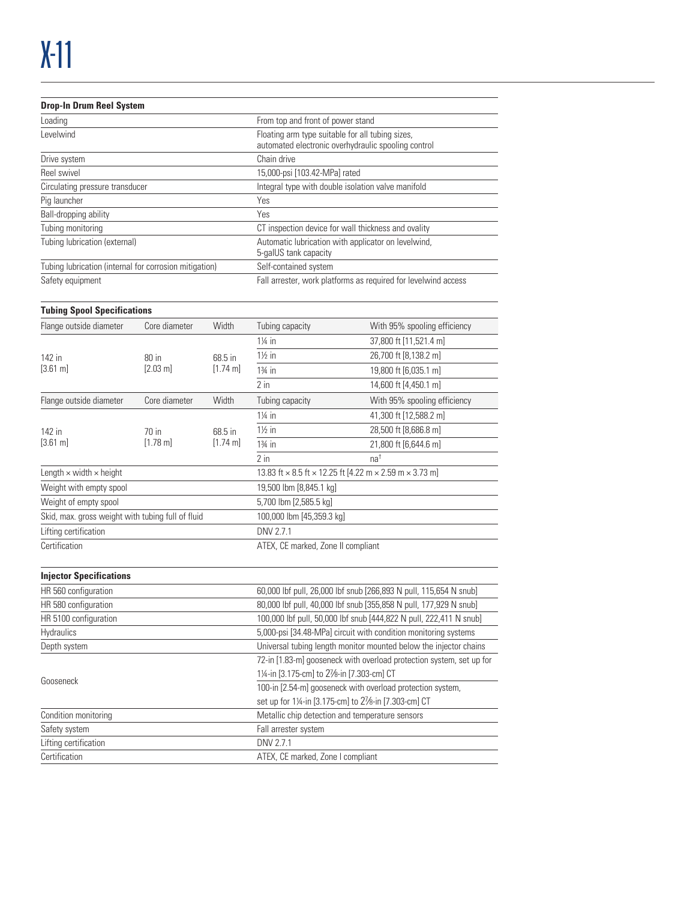# X-11

| Drop-In Drum Reel System | |
|---|---|
| Loading | From top and front of power stand |
| Levelwind | Floating arm type suitable for all tubing sizes, automated electronic overhydraulic spooling control |
| Drive system | Chain drive |
| Reel swivel | 15,000-psi [103.42-MPa] rated |
| Circulating pressure transducer | Integral type with double isolation valve manifold |
| Pig launcher | Yes |
| Ball-dropping ability | Yes |
| Tubing monitoring | CT inspection device for wall thickness and ovality |
| Tubing lubrication (external) | Automatic lubrication with applicator on levelwind, 5-galUS tank capacity |
| Tubing lubrication (internal for corrosion mitigation) | Self-contained system |
| Safety equipment | Fall arrester, work platforms as required for levelwind access |

| Tubing Spool Specifications | | | | |
|---|---|---|---|---|
| Flange outside diameter | Core diameter | Width | Tubing capacity | With 95% spooling efficiency |
| 142 in [3.61 m] | 80 in [2.03 m] | 68.5 in [1.74 m] | 1¼ in | 37,800 ft [11,521.4 m] |
| | | | 1½ in | 26,700 ft [8,138.2 m] |
| | | | 1¾ in | 19,800 ft [6,035.1 m] |
| | | | 2 in | 14,600 ft [4,450.1 m] |
| Flange outside diameter | Core diameter | Width | Tubing capacity | With 95% spooling efficiency |
| 142 in [3.61 m] | 70 in [1.78 m] | 68.5 in [1.74 m] | 1¼ in | 41,300 ft [12,588.2 m] |
| | | | 1½ in | 28,500 ft [8,686.8 m] |
| | | | 1¾ in | 21,800 ft [6,644.6 m] |
| | | | 2 in | na[†] |
| Length × width × height | | | 13.83 ft × 8.5 ft × 12.25 ft [4.22 m × 2.59 m × 3.73 m] | |
| Weight with empty spool | | | 19,500 lbm [8,845.1 kg] | |
| Weight of empty spool | | | 5,700 lbm [2,585.5 kg] | |
| Skid, max. gross weight with tubing full of fluid | | | 100,000 lbm [45,359.3 kg] | |
| Lifting certification | | | DNV 2.7.1 | |
| Certification | | | ATEX, CE marked, Zone II compliant | |

| Injector Specifications | |
|---|---|
| HR 560 configuration | 60,000 lbf pull, 26,000 lbf snub [266,893 N pull, 115,654 N snub] |
| HR 580 configuration | 80,000 lbf pull, 40,000 lbf snub [355,858 N pull, 177,929 N snub] |
| HR 5100 configuration | 100,000 lbf pull, 50,000 lbf snub [444,822 N pull, 222,411 N snub] |
| Hydraulics | 5,000-psi [34.48-MPa] circuit with condition monitoring systems |
| Depth system | Universal tubing length monitor mounted below the injector chains |
| Gooseneck | 72-in [1.83-m] gooseneck with overload protection system, set up for 1¼-in [3.175-cm] to 2⅞-in [7.303-cm] CT |
| | 100-in [2.54-m] gooseneck with overload protection system, set up for 1¼-in [3.175-cm] to 2⅞-in [7.303-cm] CT |
| Condition monitoring | Metallic chip detection and temperature sensors |
| Safety system | Fall arrester system |
| Lifting certification | DNV 2.7.1 |
| Certification | ATEX, CE marked, Zone I compliant |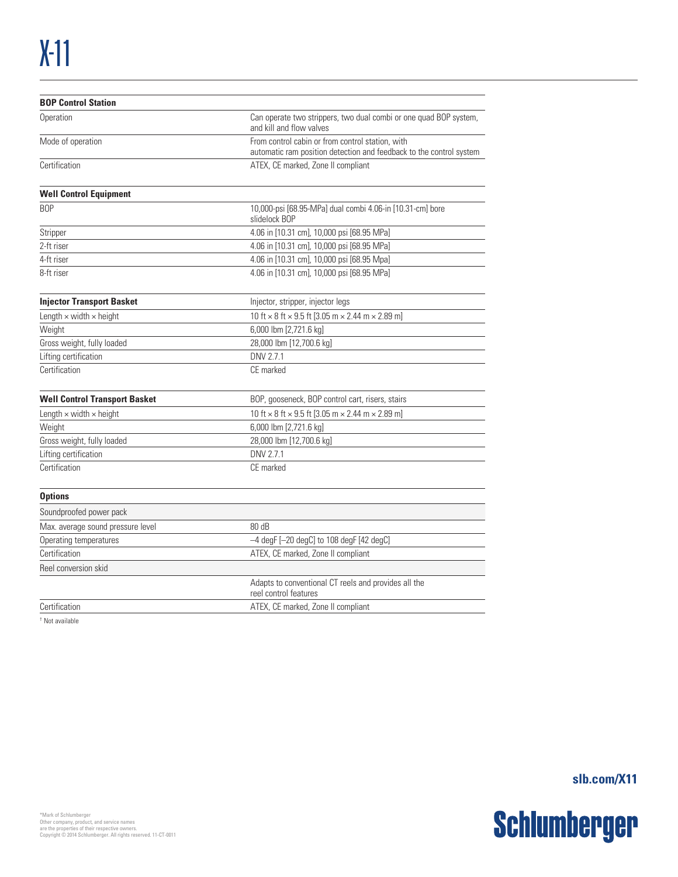# X-11

| BOP Control Station | |
|---|---|
| Operation | Can operate two strippers, two dual combi or one quad BOP system, and kill and flow valves |
| Mode of operation | From control cabin or from control station, with automatic ram position detection and feedback to the control system |
| Certification | ATEX, CE marked, Zone II compliant |

| Well Control Equipment | |
|---|---|
| BOP | 10,000-psi [68.95-MPa] dual combi 4.06-in [10.31-cm] bore slidelock BOP |
| Stripper | 4.06 in [10.31 cm], 10,000 psi [68.95 MPa] |
| 2-ft riser | 4.06 in [10.31 cm], 10,000 psi [68.95 MPa] |
| 4-ft riser | 4.06 in [10.31 cm], 10,000 psi [68.95 Mpa] |
| 8-ft riser | 4.06 in [10.31 cm], 10,000 psi [68.95 MPa] |

| Injector Transport Basket | Injector, stripper, injector legs |
|---|---|
| Length × width × height | 10 ft × 8 ft × 9.5 ft [3.05 m × 2.44 m × 2.89 m] |
| Weight | 6,000 lbm [2,721.6 kg] |
| Gross weight, fully loaded | 28,000 lbm [12,700.6 kg] |
| Lifting certification | DNV 2.7.1 |
| Certification | CE marked |

| Well Control Transport Basket | BOP, gooseneck, BOP control cart, risers, stairs |
|---|---|
| Length × width × height | 10 ft × 8 ft × 9.5 ft [3.05 m × 2.44 m × 2.89 m] |
| Weight | 6,000 lbm [2,721.6 kg] |
| Gross weight, fully loaded | 28,000 lbm [12,700.6 kg] |
| Lifting certification | DNV 2.7.1 |
| Certification | CE marked |

| Options | |
|---|---|
| Soundproofed power pack | |
| Max. average sound pressure level | 80 dB |
| Operating temperatures | –4 degF [–20 degC] to 108 degF [42 degC] |
| Certification | ATEX, CE marked, Zone II compliant |
| Reel conversion skid | |
| | Adapts to conventional CT reels and provides all the reel control features |
| Certification | ATEX, CE marked, Zone II compliant |

† Not available

slb.com/X11

*Mark of Schlumberger
Other company, product, and service names are the properties of their respective owners.
Copyright © 2014 Schlumberger. All rights reserved. 11-CT-0011

Schlumberger